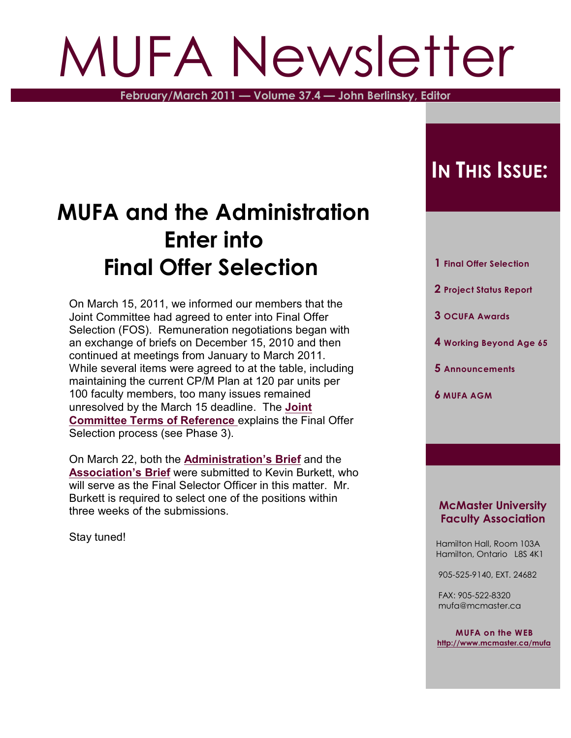# MUFA Newsletter

February/March 2011 — Volume 37.4 — John Berlinsky, Editor

## MUFA and the Administration Enter into Final Offer Selection

On March 15, 2011, we informed our members that the Joint Committee had agreed to enter into Final Offer Selection (FOS). Remuneration negotiations began with an exchange of briefs on December 15, 2010 and then continued at meetings from January to March 2011. While several items were agreed to at the table, including maintaining the current CP/M Plan at 120 par units per 100 faculty members, too many issues remained unresolved by the March 15 deadline. The **Joint Committee Terms of Reference** explains the Final Offer Selection process (see Phase 3).

On March 22, both the **Administration's Brief** and the **Association's Brief** were submitted to Kevin Burkett, who will serve as the Final Selector Officer in this matter. Mr. Burkett is required to select one of the positions within three weeks of the submissions.

Stay tuned!

## In This Issue:

1. Final Offer Selection
2. Project Status Report
3. OCUFA Awards
4. Working Beyond Age 65
5. Announcements
6. MUFA AGM

**McMaster University Faculty Association**

Hamilton Hall, Room 103A
Hamilton, Ontario L8S 4K1

905-525-9140, EXT. 24682

FAX: 905-522-8320
mufa@mcmaster.ca

**MUFA on the WEB**
http://www.mcmaster.ca/mufa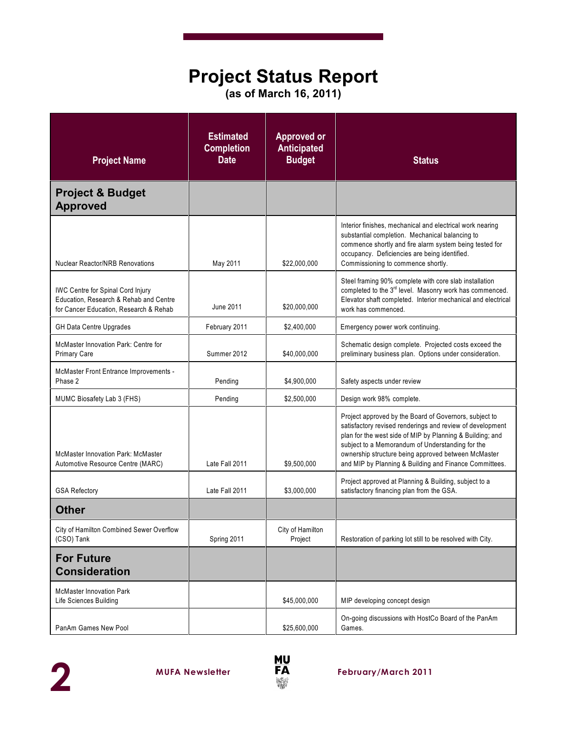# Project Status Report

**(as of March 16, 2011)**

| Project Name | Estimated Completion Date | Approved or Anticipated Budget | Status |
|---|---|---|---|
| **Project & Budget Approved** | | | |
| Nuclear Reactor/NRB Renovations | May 2011 | $22,000,000 | Interior finishes, mechanical and electrical work nearing substantial completion. Mechanical balancing to commence shortly and fire alarm system being tested for occupancy. Deficiencies are being identified. Commissioning to commence shortly. |
| IWC Centre for Spinal Cord Injury Education, Research & Rehab and Centre for Cancer Education, Research & Rehab | June 2011 | $20,000,000 | Steel framing 90% complete with core slab installation completed to the 3rd level. Masonry work has commenced. Elevator shaft completed. Interior mechanical and electrical work has commenced. |
| GH Data Centre Upgrades | February 2011 | $2,400,000 | Emergency power work continuing. |
| McMaster Innovation Park: Centre for Primary Care | Summer 2012 | $40,000,000 | Schematic design complete. Projected costs exceed the preliminary business plan. Options under consideration. |
| McMaster Front Entrance Improvements - Phase 2 | Pending | $4,900,000 | Safety aspects under review |
| MUMC Biosafety Lab 3 (FHS) | Pending | $2,500,000 | Design work 98% complete. |
| McMaster Innovation Park: McMaster Automotive Resource Centre (MARC) | Late Fall 2011 | $9,500,000 | Project approved by the Board of Governors, subject to satisfactory revised renderings and review of development plan for the west side of MIP by Planning & Building; and subject to a Memorandum of Understanding for the ownership structure being approved between McMaster and MIP by Planning & Building and Finance Committees. |
| GSA Refectory | Late Fall 2011 | $3,000,000 | Project approved at Planning & Building, subject to a satisfactory financing plan from the GSA. |
| **Other** | | | |
| City of Hamilton Combined Sewer Overflow (CSO) Tank | Spring 2011 | City of Hamilton Project | Restoration of parking lot still to be resolved with City. |
| **For Future Consideration** | | | |
| McMaster Innovation Park Life Sciences Building | | $45,000,000 | MIP developing concept design |
| PanAm Games New Pool | | $25,600,000 | On-going discussions with HostCo Board of the PanAm Games. |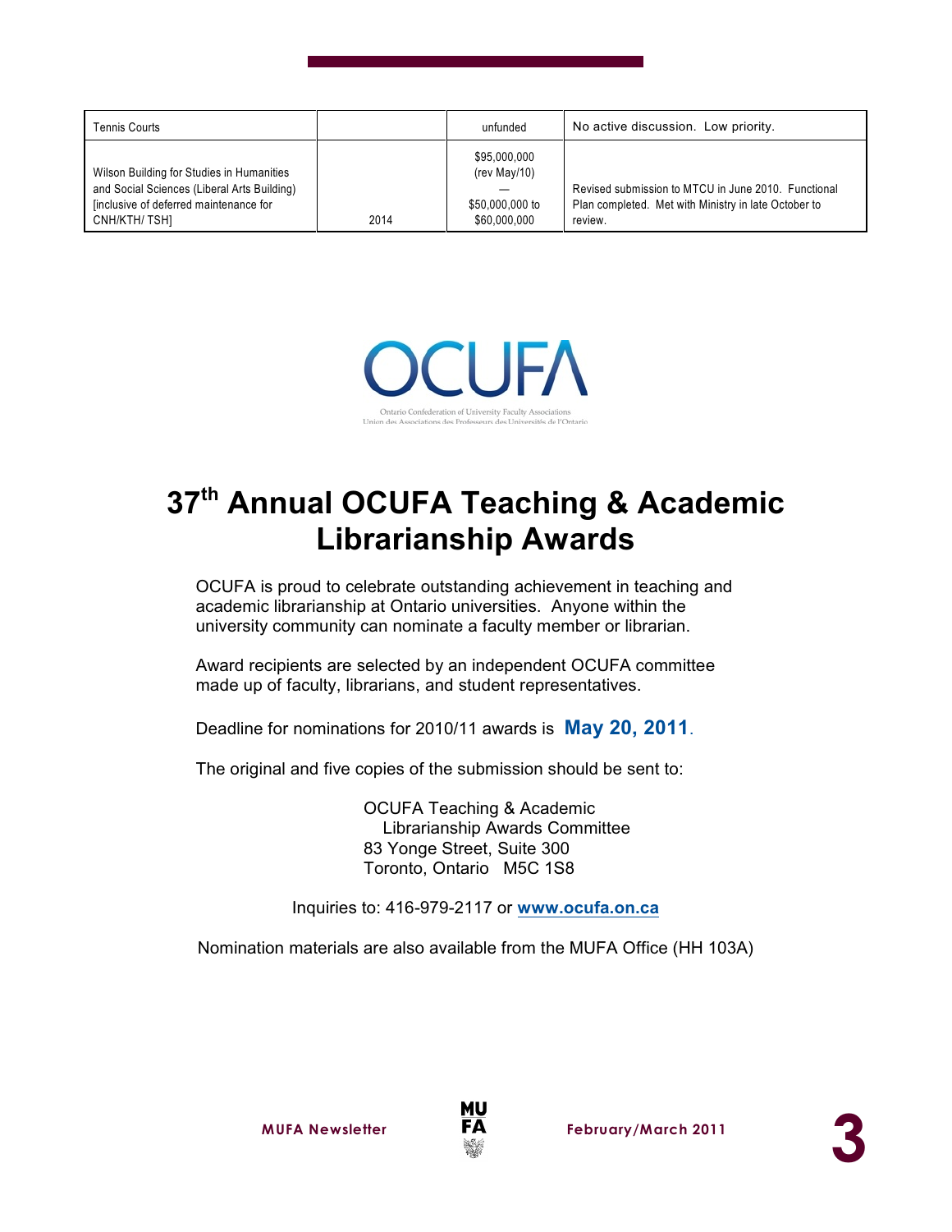| | | | |
|---|---|---|---|
| Tennis Courts | | unfunded | No active discussion. Low priority. |
| Wilson Building for Studies in Humanities and Social Sciences (Liberal Arts Building) [inclusive of deferred maintenance for CNH/KTH/ TSH] | 2014 | $95,000,000 (rev May/10) — $50,000,000 to $60,000,000 | Revised submission to MTCU in June 2010. Functional Plan completed. Met with Ministry in late October to review. |

OCUFA

Ontario Confederation of University Faculty Associations
Union des Associations des Professeurs des Universités de l'Ontario

# 37th Annual OCUFA Teaching & Academic Librarianship Awards

OCUFA is proud to celebrate outstanding achievement in teaching and academic librarianship at Ontario universities. Anyone within the university community can nominate a faculty member or librarian.

Award recipients are selected by an independent OCUFA committee made up of faculty, librarians, and student representatives.

Deadline for nominations for 2010/11 awards is **May 20, 2011**.

The original and five copies of the submission should be sent to:

OCUFA Teaching & Academic
Librarianship Awards Committee
83 Yonge Street, Suite 300
Toronto, Ontario M5C 1S8

Inquiries to: 416-979-2117 or **www.ocufa.on.ca**

Nomination materials are also available from the MUFA Office (HH 103A)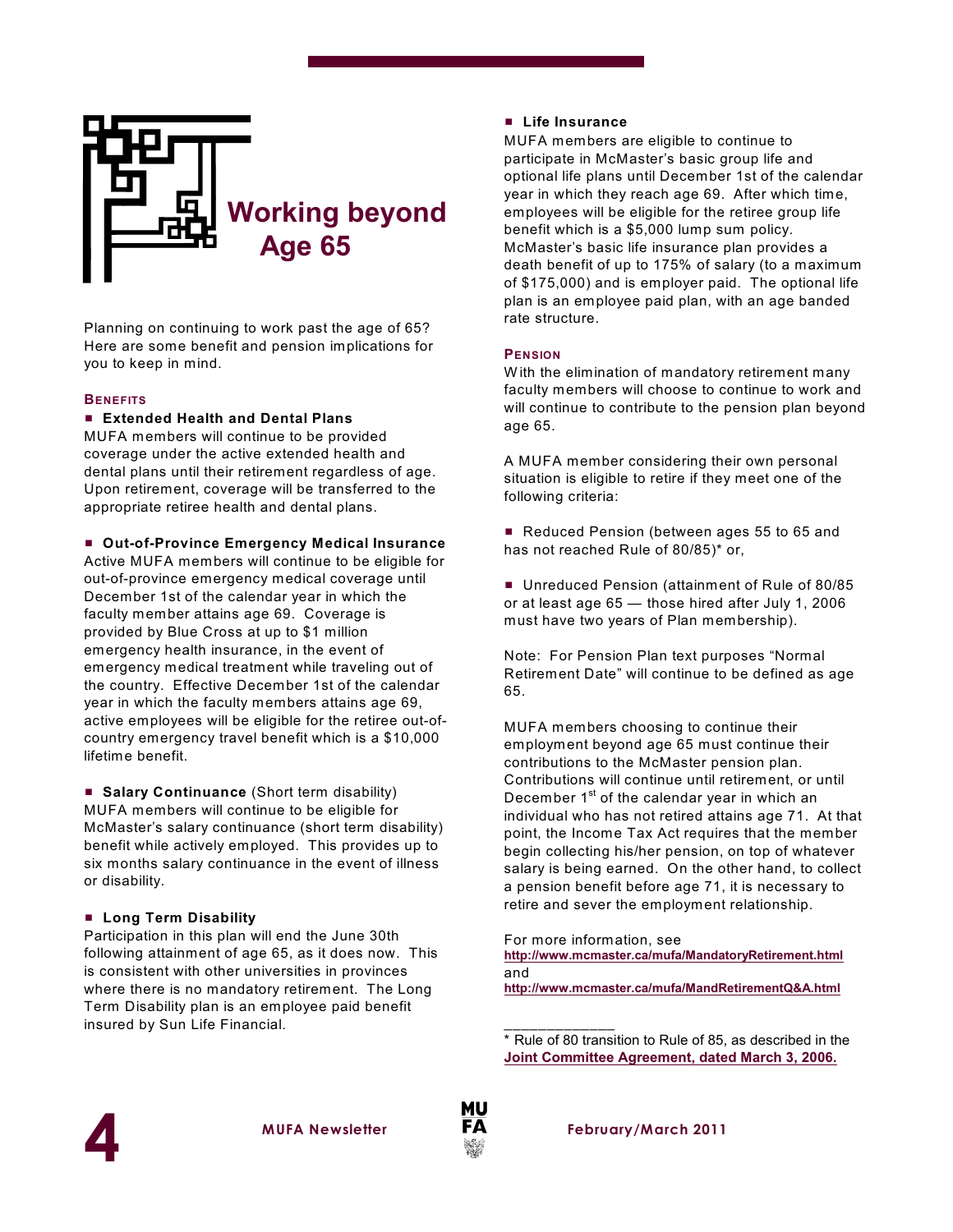# Working beyond Age 65

Planning on continuing to work past the age of 65? Here are some benefit and pension implications for you to keep in mind.

## Benefits

- **Extended Health and Dental Plans**

MUFA members will continue to be provided coverage under the active extended health and dental plans until their retirement regardless of age. Upon retirement, coverage will be transferred to the appropriate retiree health and dental plans.

- **Out-of-Province Emergency Medical Insurance**

Active MUFA members will continue to be eligible for out-of-province emergency medical coverage until December 1st of the calendar year in which the faculty member attains age 69. Coverage is provided by Blue Cross at up to $1 million emergency health insurance, in the event of emergency medical treatment while traveling out of the country. Effective December 1st of the calendar year in which the faculty members attains age 69, active employees will be eligible for the retiree out-of-country emergency travel benefit which is a $10,000 lifetime benefit.

- **Salary Continuance** (Short term disability)

MUFA members will continue to be eligible for McMaster's salary continuance (short term disability) benefit while actively employed. This provides up to six months salary continuance in the event of illness or disability.

- **Long Term Disability**

Participation in this plan will end the June 30th following attainment of age 65, as it does now. This is consistent with other universities in provinces where there is no mandatory retirement. The Long Term Disability plan is an employee paid benefit insured by Sun Life Financial.

- **Life Insurance**

MUFA members are eligible to continue to participate in McMaster's basic group life and optional life plans until December 1st of the calendar year in which they reach age 69. After which time, employees will be eligible for the retiree group life benefit which is a $5,000 lump sum policy. McMaster's basic life insurance plan provides a death benefit of up to 175% of salary (to a maximum of $175,000) and is employer paid. The optional life plan is an employee paid plan, with an age banded rate structure.

## Pension

With the elimination of mandatory retirement many faculty members will choose to continue to work and will continue to contribute to the pension plan beyond age 65.

A MUFA member considering their own personal situation is eligible to retire if they meet one of the following criteria:

- Reduced Pension (between ages 55 to 65 and has not reached Rule of 80/85)* or,

- Unreduced Pension (attainment of Rule of 80/85 or at least age 65 — those hired after July 1, 2006 must have two years of Plan membership).

Note: For Pension Plan text purposes "Normal Retirement Date" will continue to be defined as age 65.

MUFA members choosing to continue their employment beyond age 65 must continue their contributions to the McMaster pension plan. Contributions will continue until retirement, or until December 1st of the calendar year in which an individual who has not retired attains age 71. At that point, the Income Tax Act requires that the member begin collecting his/her pension, on top of whatever salary is being earned. On the other hand, to collect a pension benefit before age 71, it is necessary to retire and sever the employment relationship.

For more information, see
http://www.mcmaster.ca/mufa/MandatoryRetirement.html
and
http://www.mcmaster.ca/mufa/MandRetirementQ&A.html

______________

* Rule of 80 transition to Rule of 85, as described in the **Joint Committee Agreement, dated March 3, 2006.**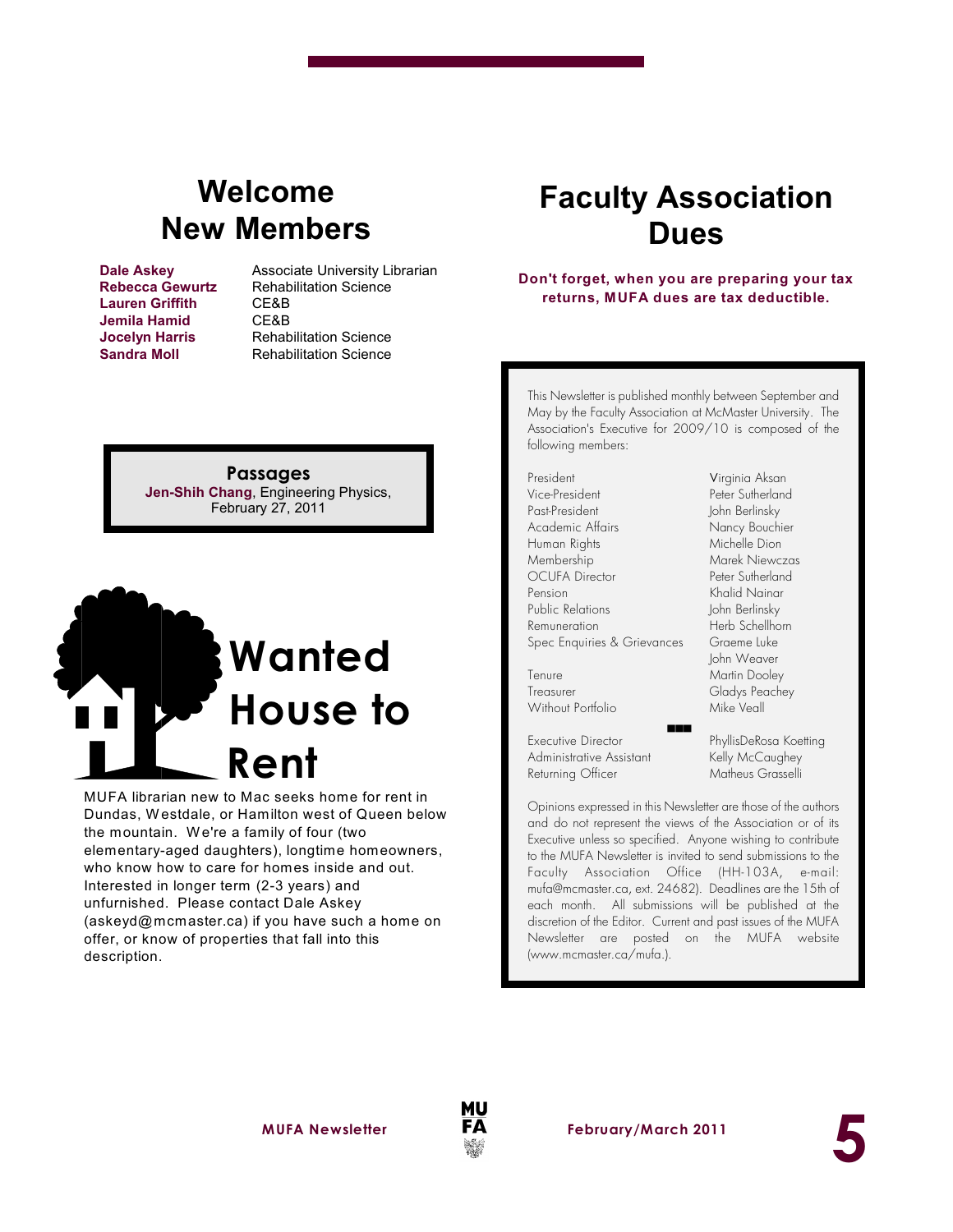# Welcome New Members

| | |
|---|---|
| **Dale Askey** | Associate University Librarian |
| **Rebecca Gewurtz** | Rehabilitation Science |
| **Lauren Griffith** | CE&B |
| **Jemila Hamid** | CE&B |
| **Jocelyn Harris** | Rehabilitation Science |
| **Sandra Moll** | Rehabilitation Science |

**Passages**

**Jen-Shih Chang**, Engineering Physics, February 27, 2011

# Wanted House to Rent

MUFA librarian new to Mac seeks home for rent in Dundas, Westdale, or Hamilton west of Queen below the mountain. We're a family of four (two elementary-aged daughters), longtime homeowners, who know how to care for homes inside and out. Interested in longer term (2-3 years) and unfurnished. Please contact Dale Askey (askeyd@mcmaster.ca) if you have such a home on offer, or know of properties that fall into this description.

# Faculty Association Dues

**Don't forget, when you are preparing your tax returns, MUFA dues are tax deductible.**

---

This Newsletter is published monthly between September and May by the Faculty Association at McMaster University. The Association's Executive for 2009/10 is composed of the following members:

| | |
|---|---|
| President | Virginia Aksan |
| Vice-President | Peter Sutherland |
| Past-President | John Berlinsky |
| Academic Affairs | Nancy Bouchier |
| Human Rights | Michelle Dion |
| Membership | Marek Niewczas |
| OCUFA Director | Peter Sutherland |
| Pension | Khalid Nainar |
| Public Relations | John Berlinsky |
| Remuneration | Herb Schellhorn |
| Spec Enquiries & Grievances | Graeme Luke |
| | John Weaver |
| Tenure | Martin Dooley |
| Treasurer | Gladys Peachey |
| Without Portfolio | Mike Veall |
| Executive Director | PhyllisDeRosa Koetting |
| Administrative Assistant | Kelly McCaughey |
| Returning Officer | Matheus Grasselli |

Opinions expressed in this Newsletter are those of the authors and do not represent the views of the Association or of its Executive unless so specified. Anyone wishing to contribute to the MUFA Newsletter is invited to send submissions to the Faculty Association Office (HH-103A, e-mail: mufa@mcmaster.ca, ext. 24682). Deadlines are the 15th of each month. All submissions will be published at the discretion of the Editor. Current and past issues of the MUFA Newsletter are posted on the MUFA website (www.mcmaster.ca/mufa.).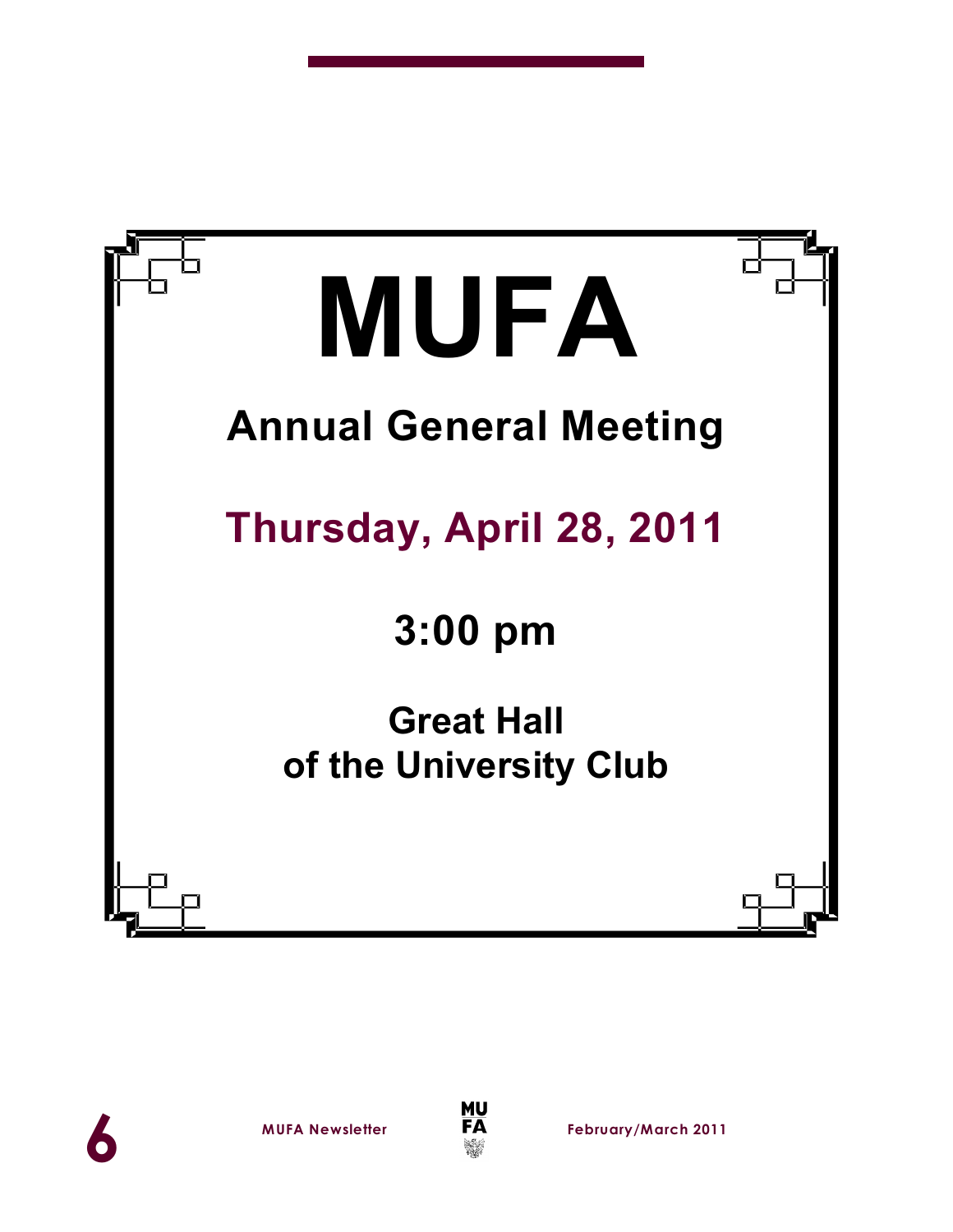# MUFA

## Annual General Meeting

## Thursday, April 28, 2011

## 3:00 pm

## Great Hall
## of the University Club